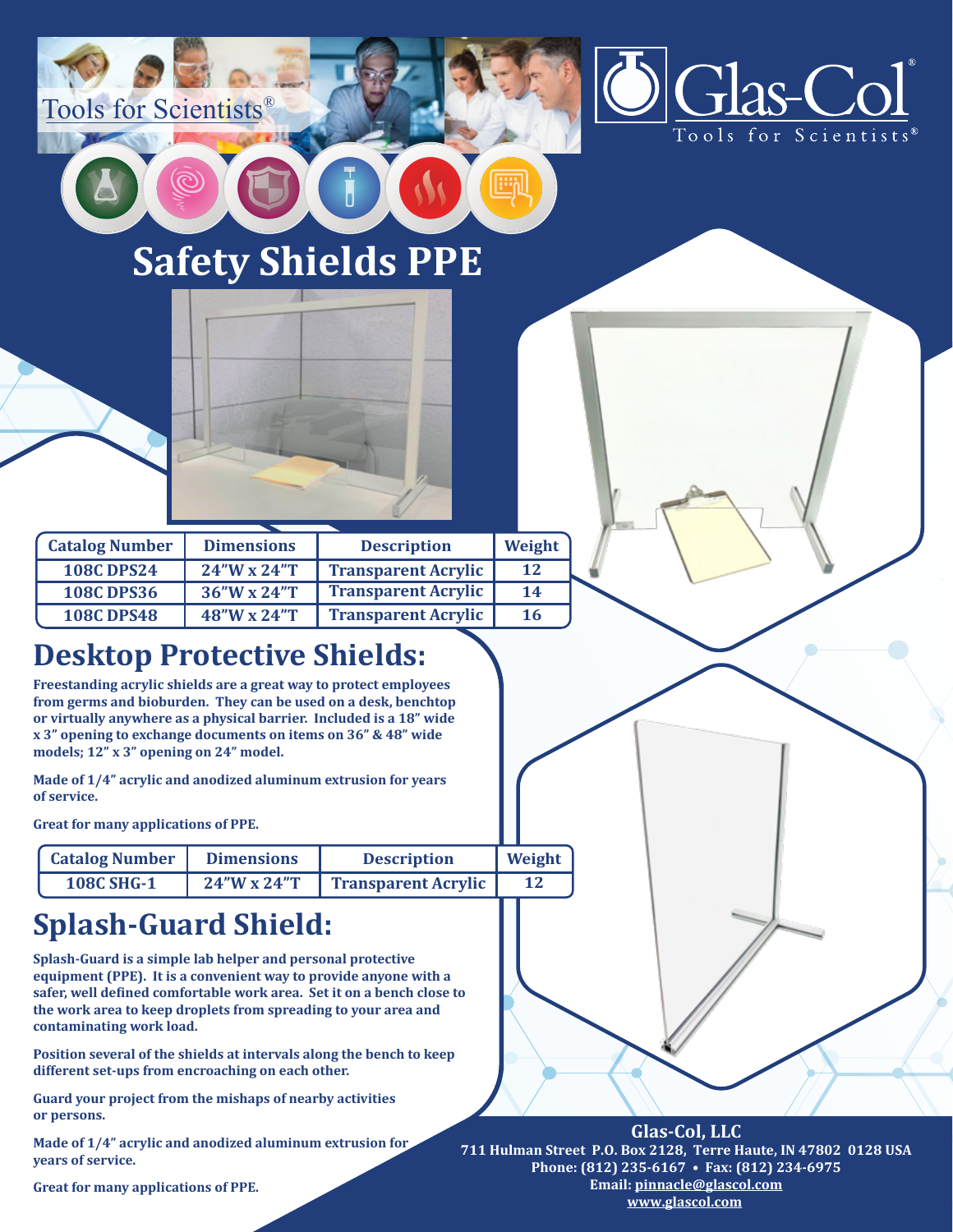Tools for Scientists®

Glas-Col®

Tools for Scientists®

# Safety Shields PPE

| Catalog Number | Dimensions | Description | Weight |
|---|---|---|---|
| 108C DPS24 | 24"W x 24"T | Transparent Acrylic | 12 |
| 108C DPS36 | 36"W x 24"T | Transparent Acrylic | 14 |
| 108C DPS48 | 48"W x 24"T | Transparent Acrylic | 16 |

## Desktop Protective Shields:

**Freestanding acrylic shields are a great way to protect employees from germs and bioburden. They can be used on a desk, benchtop or virtually anywhere as a physical barrier. Included is a 18" wide x 3" opening to exchange documents on items on 36" & 48" wide models; 12" x 3" opening on 24" model.**

**Made of 1/4" acrylic and anodized aluminum extrusion for years of service.**

**Great for many applications of PPE.**

| Catalog Number | Dimensions | Description | Weight |
|---|---|---|---|
| 108C SHG-1 | 24"W x 24"T | Transparent Acrylic | 12 |

## Splash-Guard Shield:

**Splash-Guard is a simple lab helper and personal protective equipment (PPE). It is a convenient way to provide anyone with a safer, well defined comfortable work area. Set it on a bench close to the work area to keep droplets from spreading to your area and contaminating work load.**

**Position several of the shields at intervals along the bench to keep different set-ups from encroaching on each other.**

**Guard your project from the mishaps of nearby activities or persons.**

**Made of 1/4" acrylic and anodized aluminum extrusion for years of service.**

**Great for many applications of PPE.**

**Glas-Col, LLC**
**711 Hulman Street P.O. Box 2128, Terre Haute, IN 47802 0128 USA**
**Phone: (812) 235-6167 • Fax: (812) 234-6975**
**Email: pinnacle@glascol.com**
**www.glascol.com**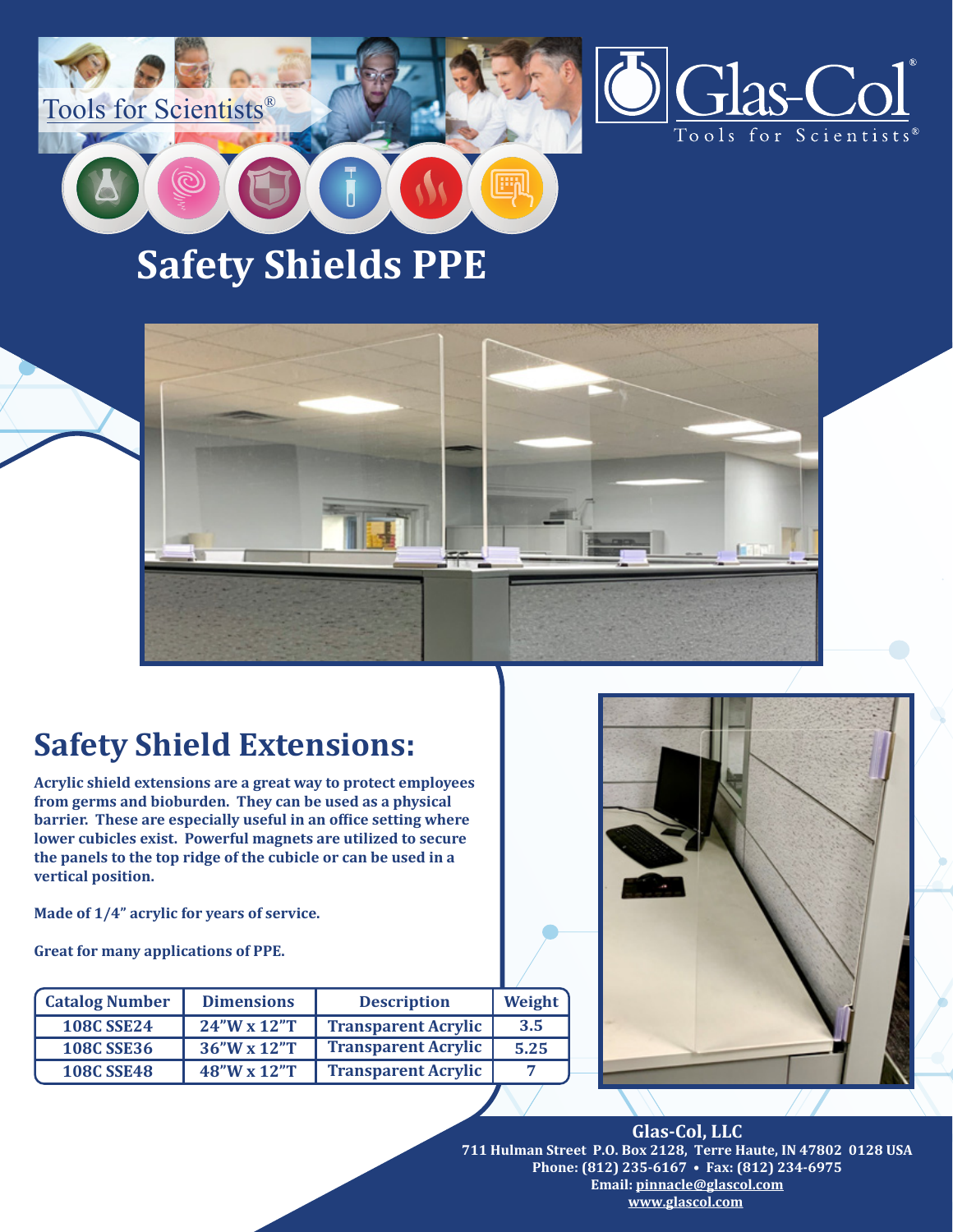Tools for Scientists®

Glas-Col®

Tools for Scientists®

# Safety Shields PPE

## Safety Shield Extensions:

**Acrylic shield extensions are a great way to protect employees from germs and bioburden. They can be used as a physical barrier. These are especially useful in an office setting where lower cubicles exist. Powerful magnets are utilized to secure the panels to the top ridge of the cubicle or can be used in a vertical position.**

**Made of 1/4" acrylic for years of service.**

**Great for many applications of PPE.**

| Catalog Number | Dimensions | Description | Weight |
|---|---|---|---|
| 108C SSE24 | 24"W x 12"T | Transparent Acrylic | 3.5 |
| 108C SSE36 | 36"W x 12"T | Transparent Acrylic | 5.25 |
| 108C SSE48 | 48"W x 12"T | Transparent Acrylic | 7 |

**Glas-Col, LLC**
**711 Hulman Street P.O. Box 2128, Terre Haute, IN 47802 0128 USA**
**Phone: (812) 235-6167 • Fax: (812) 234-6975**
**Email: pinnacle@glascol.com**
**www.glascol.com**